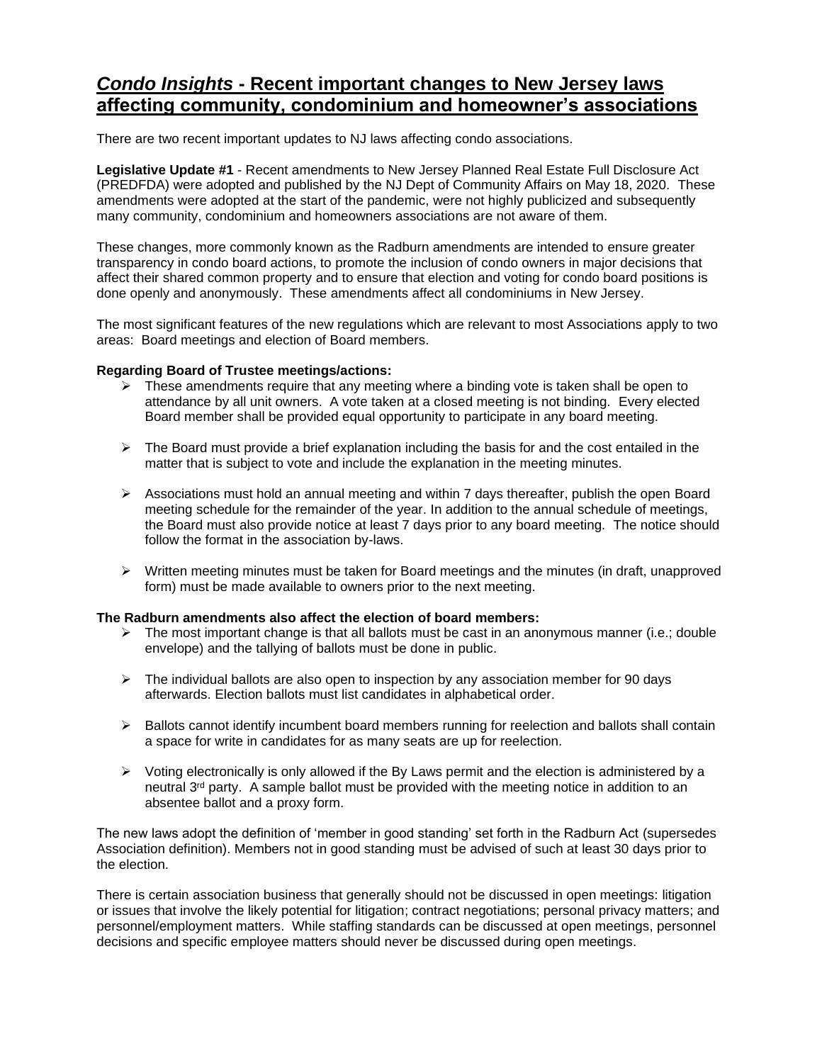# ***Condo Insights*** **- Recent important changes to New Jersey laws affecting community, condominium and homeowner's associations**

There are two recent important updates to NJ laws affecting condo associations.

**Legislative Update #1** - Recent amendments to New Jersey Planned Real Estate Full Disclosure Act (PREDFDA) were adopted and published by the NJ Dept of Community Affairs on May 18, 2020. These amendments were adopted at the start of the pandemic, were not highly publicized and subsequently many community, condominium and homeowners associations are not aware of them.

These changes, more commonly known as the Radburn amendments are intended to ensure greater transparency in condo board actions, to promote the inclusion of condo owners in major decisions that affect their shared common property and to ensure that election and voting for condo board positions is done openly and anonymously. These amendments affect all condominiums in New Jersey.

The most significant features of the new regulations which are relevant to most Associations apply to two areas: Board meetings and election of Board members.

**Regarding Board of Trustee meetings/actions:**

- These amendments require that any meeting where a binding vote is taken shall be open to attendance by all unit owners. A vote taken at a closed meeting is not binding. Every elected Board member shall be provided equal opportunity to participate in any board meeting.
- The Board must provide a brief explanation including the basis for and the cost entailed in the matter that is subject to vote and include the explanation in the meeting minutes.
- Associations must hold an annual meeting and within 7 days thereafter, publish the open Board meeting schedule for the remainder of the year. In addition to the annual schedule of meetings, the Board must also provide notice at least 7 days prior to any board meeting. The notice should follow the format in the association by-laws.
- Written meeting minutes must be taken for Board meetings and the minutes (in draft, unapproved form) must be made available to owners prior to the next meeting.

**The Radburn amendments also affect the election of board members:**

- The most important change is that all ballots must be cast in an anonymous manner (i.e.; double envelope) and the tallying of ballots must be done in public.
- The individual ballots are also open to inspection by any association member for 90 days afterwards. Election ballots must list candidates in alphabetical order.
- Ballots cannot identify incumbent board members running for reelection and ballots shall contain a space for write in candidates for as many seats are up for reelection.
- Voting electronically is only allowed if the By Laws permit and the election is administered by a neutral 3rd party. A sample ballot must be provided with the meeting notice in addition to an absentee ballot and a proxy form.

The new laws adopt the definition of 'member in good standing' set forth in the Radburn Act (supersedes Association definition). Members not in good standing must be advised of such at least 30 days prior to the election.

There is certain association business that generally should not be discussed in open meetings: litigation or issues that involve the likely potential for litigation; contract negotiations; personal privacy matters; and personnel/employment matters. While staffing standards can be discussed at open meetings, personnel decisions and specific employee matters should never be discussed during open meetings.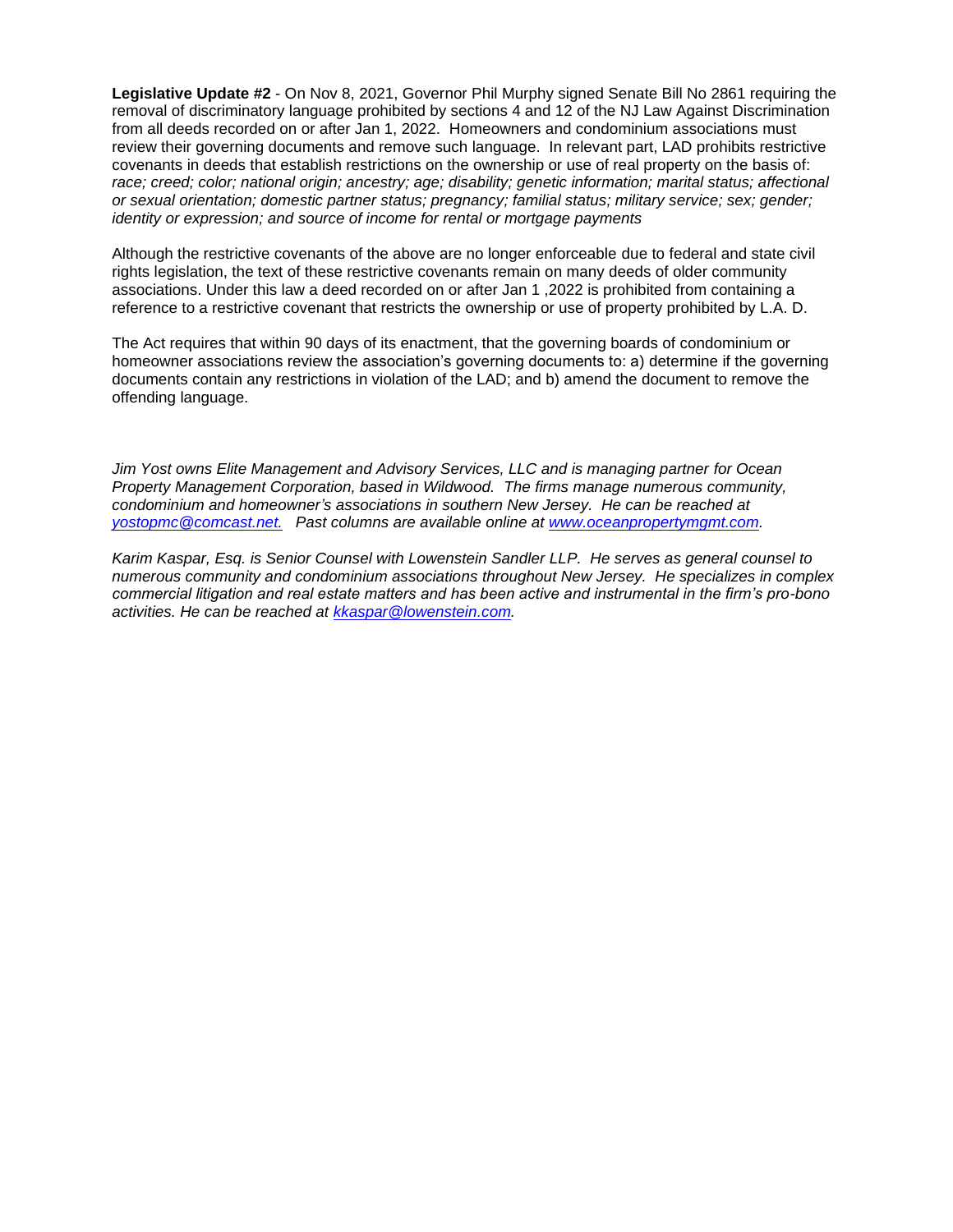**Legislative Update #2** - On Nov 8, 2021, Governor Phil Murphy signed Senate Bill No 2861 requiring the removal of discriminatory language prohibited by sections 4 and 12 of the NJ Law Against Discrimination from all deeds recorded on or after Jan 1, 2022. Homeowners and condominium associations must review their governing documents and remove such language. In relevant part, LAD prohibits restrictive covenants in deeds that establish restrictions on the ownership or use of real property on the basis of: *race; creed; color; national origin; ancestry; age; disability; genetic information; marital status; affectional or sexual orientation; domestic partner status; pregnancy; familial status; military service; sex; gender; identity or expression; and source of income for rental or mortgage payments*

Although the restrictive covenants of the above are no longer enforceable due to federal and state civil rights legislation, the text of these restrictive covenants remain on many deeds of older community associations. Under this law a deed recorded on or after Jan 1 ,2022 is prohibited from containing a reference to a restrictive covenant that restricts the ownership or use of property prohibited by L.A. D.

The Act requires that within 90 days of its enactment, that the governing boards of condominium or homeowner associations review the association's governing documents to: a) determine if the governing documents contain any restrictions in violation of the LAD; and b) amend the document to remove the offending language.

*Jim Yost owns Elite Management and Advisory Services, LLC and is managing partner for Ocean Property Management Corporation, based in Wildwood. The firms manage numerous community, condominium and homeowner's associations in southern New Jersey. He can be reached at [yostopmc@comcast.net.](mailto:yostopmc@comcast.net) Past columns are available online at [www.oceanpropertymgmt.com](http://www.oceanpropertymgmt.com).*

*Karim Kaspar, Esq. is Senior Counsel with Lowenstein Sandler LLP. He serves as general counsel to numerous community and condominium associations throughout New Jersey. He specializes in complex commercial litigation and real estate matters and has been active and instrumental in the firm's pro-bono activities. He can be reached at [kkaspar@lowenstein.com](mailto:kkaspar@lowenstein.com).*